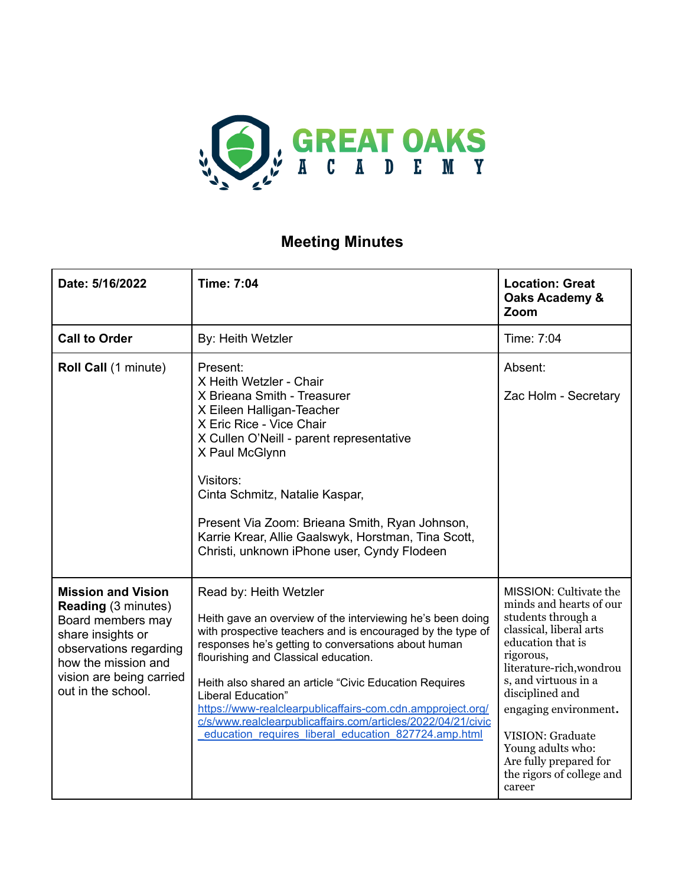GREAT OAKS ACADEMY

# Meeting Minutes

| Date: 5/16/2022 | Time: 7:04 | Location: Great Oaks Academy & Zoom |
|---|---|---|
| **Call to Order** | By: Heith Wetzler | Time: 7:04 |
| **Roll Call** (1 minute) | Present:<br>X Heith Wetzler - Chair<br>X Brieana Smith - Treasurer<br>X Eileen Halligan-Teacher<br>X Eric Rice - Vice Chair<br>X Cullen O'Neill - parent representative<br>X Paul McGlynn<br><br>Visitors:<br>Cinta Schmitz, Natalie Kaspar,<br><br>Present Via Zoom: Brieana Smith, Ryan Johnson, Karrie Krear, Allie Gaalswyk, Horstman, Tina Scott, Christi, unknown iPhone user, Cyndy Flodeen | Absent:<br><br>Zac Holm - Secretary |
| **Mission and Vision Reading** (3 minutes) Board members may share insights or observations regarding how the mission and vision are being carried out in the school. | Read by: Heith Wetzler<br><br>Heith gave an overview of the interviewing he's been doing with prospective teachers and is encouraged by the type of responses he's getting to conversations about human flourishing and Classical education.<br><br>Heith also shared an article "Civic Education Requires Liberal Education"<br>https://www-realclearpublicaffairs-com.cdn.ampproject.org/c/s/www.realclearpublicaffairs.com/articles/2022/04/21/civic_education_requires_liberal_education_827724.amp.html | MISSION: Cultivate the minds and hearts of our students through a classical, liberal arts education that is rigorous, literature-rich,wondrous, and virtuous in a disciplined and engaging environment.<br><br>VISION: Graduate Young adults who:<br>Are fully prepared for the rigors of college and career |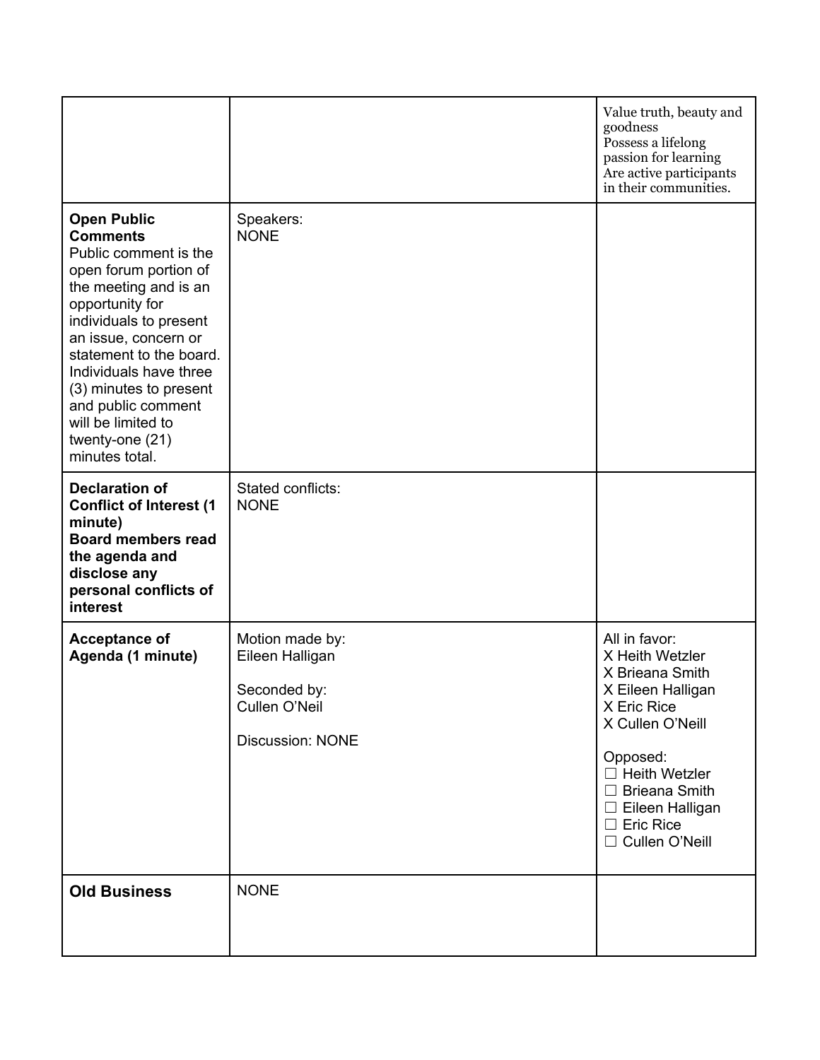| | | |
|---|---|---|
| | | Value truth, beauty and goodness<br>Possess a lifelong passion for learning<br>Are active participants in their communities. |
| **Open Public Comments**<br>Public comment is the open forum portion of the meeting and is an opportunity for individuals to present an issue, concern or statement to the board. Individuals have three (3) minutes to present and public comment will be limited to twenty-one (21) minutes total. | Speakers:<br>NONE | |
| **Declaration of Conflict of Interest (1 minute)**<br>**Board members read the agenda and disclose any personal conflicts of interest** | Stated conflicts:<br>NONE | |
| **Acceptance of Agenda (1 minute)** | Motion made by:<br>Eileen Halligan<br><br>Seconded by:<br>Cullen O'Neil<br><br>Discussion: NONE | All in favor:<br>X Heith Wetzler<br>X Brieana Smith<br>X Eileen Halligan<br>X Eric Rice<br>X Cullen O'Neill<br><br>Opposed:<br>☐ Heith Wetzler<br>☐ Brieana Smith<br>☐ Eileen Halligan<br>☐ Eric Rice<br>☐ Cullen O'Neill |
| **Old Business** | NONE | |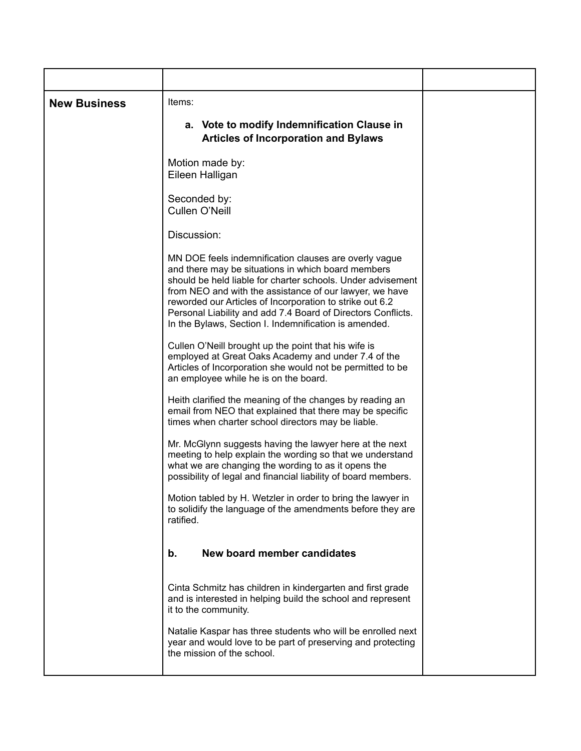| | | |
|---|---|---|
| **New Business** | Items:<br><br>**a. Vote to modify Indemnification Clause in Articles of Incorporation and Bylaws**<br><br>Motion made by:<br>Eileen Halligan<br><br>Seconded by:<br>Cullen O'Neill<br><br>Discussion:<br><br>MN DOE feels indemnification clauses are overly vague and there may be situations in which board members should be held liable for charter schools. Under advisement from NEO and with the assistance of our lawyer, we have reworded our Articles of Incorporation to strike out 6.2 Personal Liability and add 7.4 Board of Directors Conflicts. In the Bylaws, Section I. Indemnification is amended.<br><br>Cullen O'Neill brought up the point that his wife is employed at Great Oaks Academy and under 7.4 of the Articles of Incorporation she would not be permitted to be an employee while he is on the board.<br><br>Heith clarified the meaning of the changes by reading an email from NEO that explained that there may be specific times when charter school directors may be liable.<br><br>Mr. McGlynn suggests having the lawyer here at the next meeting to help explain the wording so that we understand what we are changing the wording to as it opens the possibility of legal and financial liability of board members.<br><br>Motion tabled by H. Wetzler in order to bring the lawyer in to solidify the language of the amendments before they are ratified.<br><br>**b. New board member candidates**<br><br>Cinta Schmitz has children in kindergarten and first grade and is interested in helping build the school and represent it to the community.<br><br>Natalie Kaspar has three students who will be enrolled next year and would love to be part of preserving and protecting the mission of the school. | |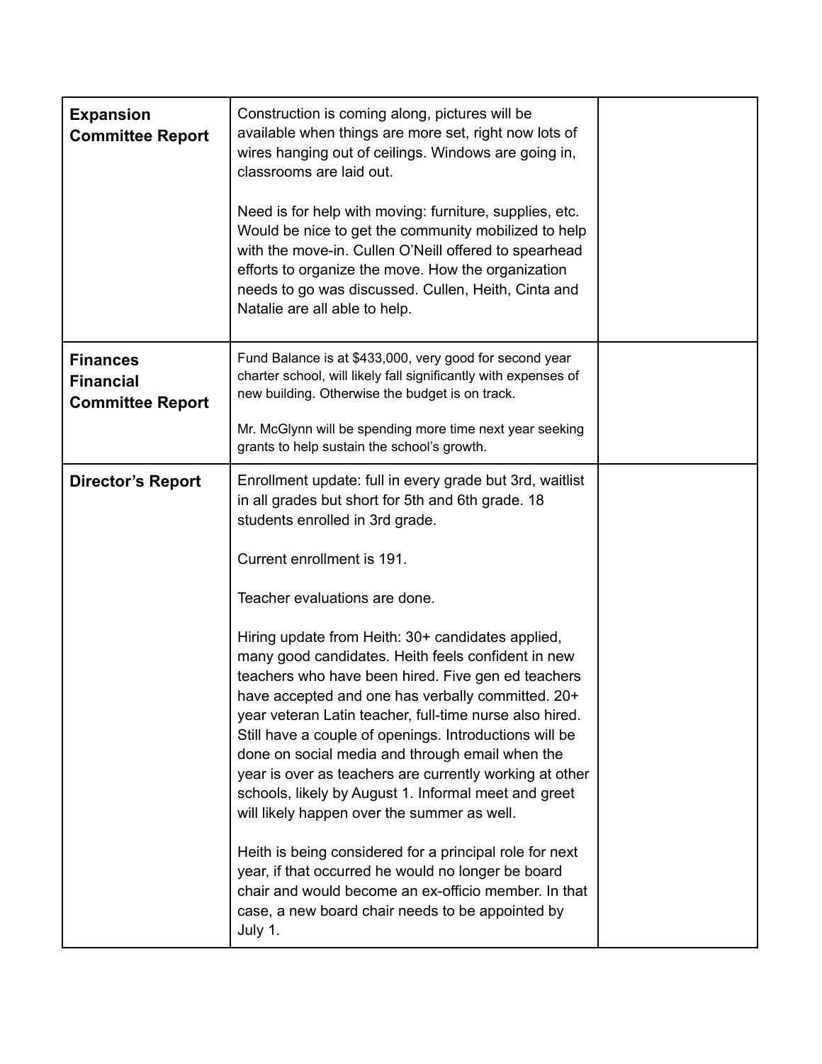| **Expansion Committee Report** | Construction is coming along, pictures will be available when things are more set, right now lots of wires hanging out of ceilings. Windows are going in, classrooms are laid out.<br><br>Need is for help with moving: furniture, supplies, etc. Would be nice to get the community mobilized to help with the move-in. Cullen O'Neill offered to spearhead efforts to organize the move. How the organization needs to go was discussed. Cullen, Heith, Cinta and Natalie are all able to help. | |
|---|---|---|
| **Finances Financial Committee Report** | Fund Balance is at $433,000, very good for second year charter school, will likely fall significantly with expenses of new building. Otherwise the budget is on track.<br><br>Mr. McGlynn will be spending more time next year seeking grants to help sustain the school's growth. | |
| **Director's Report** | Enrollment update: full in every grade but 3rd, waitlist in all grades but short for 5th and 6th grade. 18 students enrolled in 3rd grade.<br><br>Current enrollment is 191.<br><br>Teacher evaluations are done.<br><br>Hiring update from Heith: 30+ candidates applied, many good candidates. Heith feels confident in new teachers who have been hired. Five gen ed teachers have accepted and one has verbally committed. 20+ year veteran Latin teacher, full-time nurse also hired. Still have a couple of openings. Introductions will be done on social media and through email when the year is over as teachers are currently working at other schools, likely by August 1. Informal meet and greet will likely happen over the summer as well.<br><br>Heith is being considered for a principal role for next year, if that occurred he would no longer be board chair and would become an ex-officio member. In that case, a new board chair needs to be appointed by July 1. | |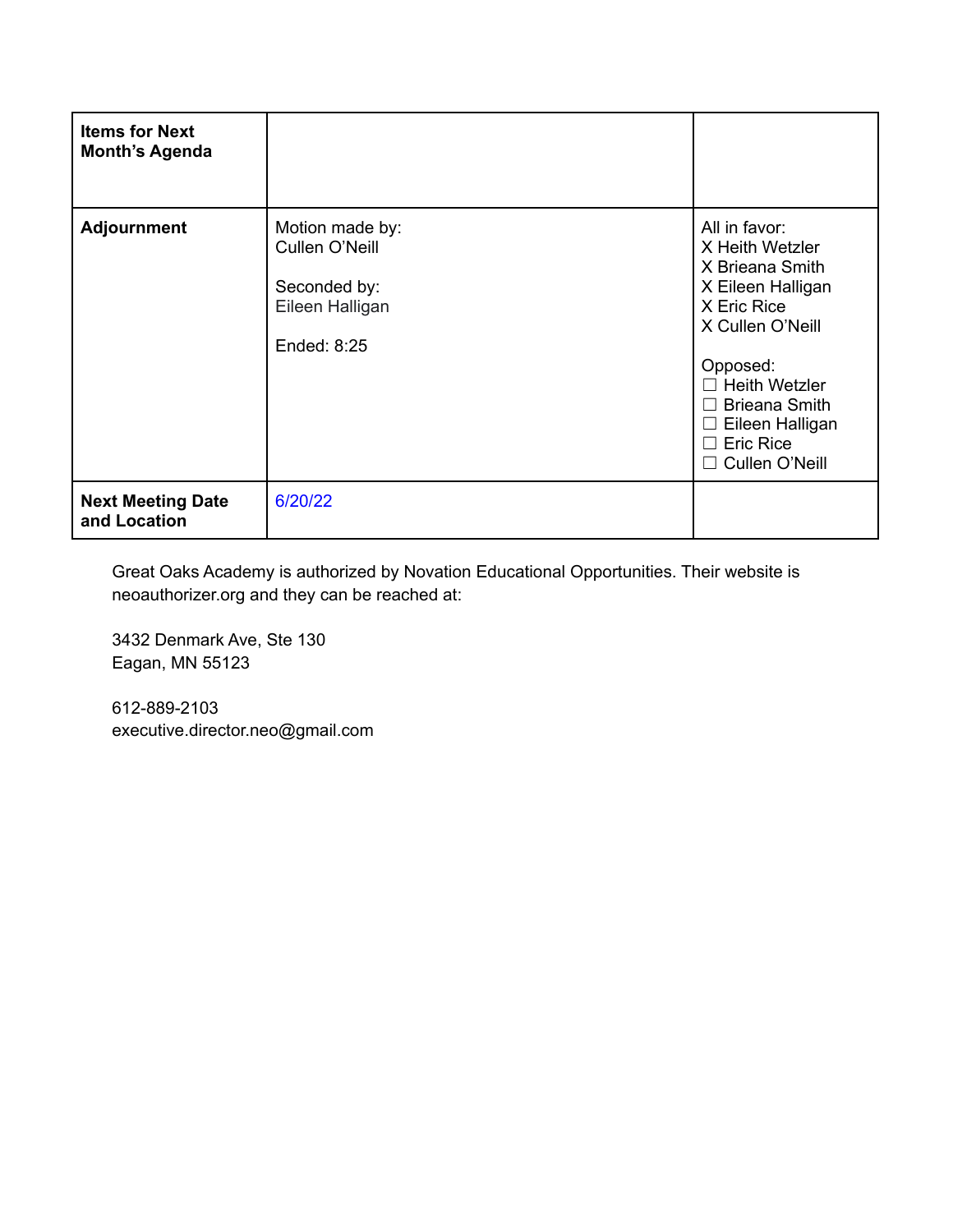| | | |
|---|---|---|
| **Items for Next Month's Agenda** | | |
| **Adjournment** | Motion made by:<br>Cullen O'Neill<br><br>Seconded by:<br>Eileen Halligan<br><br>Ended: 8:25 | All in favor:<br>X Heith Wetzler<br>X Brieana Smith<br>X Eileen Halligan<br>X Eric Rice<br>X Cullen O'Neill<br><br>Opposed:<br>☐ Heith Wetzler<br>☐ Brieana Smith<br>☐ Eileen Halligan<br>☐ Eric Rice<br>☐ Cullen O'Neill |
| **Next Meeting Date and Location** | 6/20/22 | |

Great Oaks Academy is authorized by Novation Educational Opportunities. Their website is neoauthorizer.org and they can be reached at:

3432 Denmark Ave, Ste 130
Eagan, MN 55123

612-889-2103
executive.director.neo@gmail.com